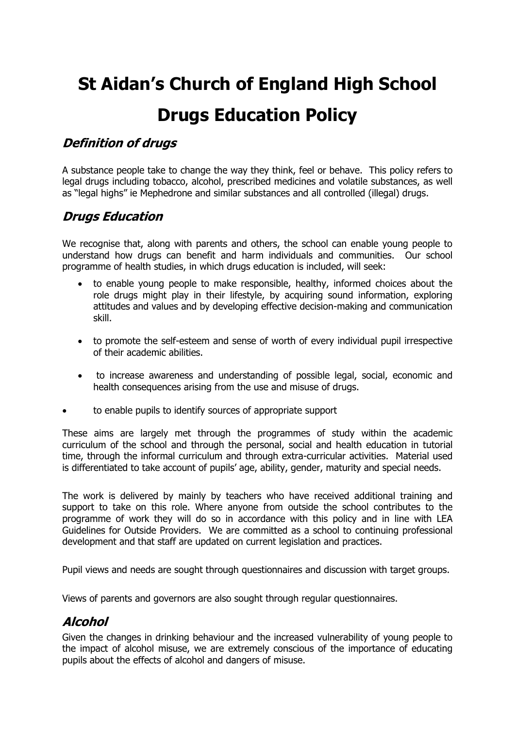# St Aidan's Church of England High School

# Drugs Education Policy

## *Definition of drugs*

A substance people take to change the way they think, feel or behave. This policy refers to legal drugs including tobacco, alcohol, prescribed medicines and volatile substances, as well as "legal highs" ie Mephedrone and similar substances and all controlled (illegal) drugs.

## *Drugs Education*

We recognise that, along with parents and others, the school can enable young people to understand how drugs can benefit and harm individuals and communities. Our school programme of health studies, in which drugs education is included, will seek:

- to enable young people to make responsible, healthy, informed choices about the role drugs might play in their lifestyle, by acquiring sound information, exploring attitudes and values and by developing effective decision-making and communication skill.
- to promote the self-esteem and sense of worth of every individual pupil irrespective of their academic abilities.
- to increase awareness and understanding of possible legal, social, economic and health consequences arising from the use and misuse of drugs.
- to enable pupils to identify sources of appropriate support

These aims are largely met through the programmes of study within the academic curriculum of the school and through the personal, social and health education in tutorial time, through the informal curriculum and through extra-curricular activities. Material used is differentiated to take account of pupils' age, ability, gender, maturity and special needs.

The work is delivered by mainly by teachers who have received additional training and support to take on this role. Where anyone from outside the school contributes to the programme of work they will do so in accordance with this policy and in line with LEA Guidelines for Outside Providers. We are committed as a school to continuing professional development and that staff are updated on current legislation and practices.

Pupil views and needs are sought through questionnaires and discussion with target groups.

Views of parents and governors are also sought through regular questionnaires.

## *Alcohol*

Given the changes in drinking behaviour and the increased vulnerability of young people to the impact of alcohol misuse, we are extremely conscious of the importance of educating pupils about the effects of alcohol and dangers of misuse.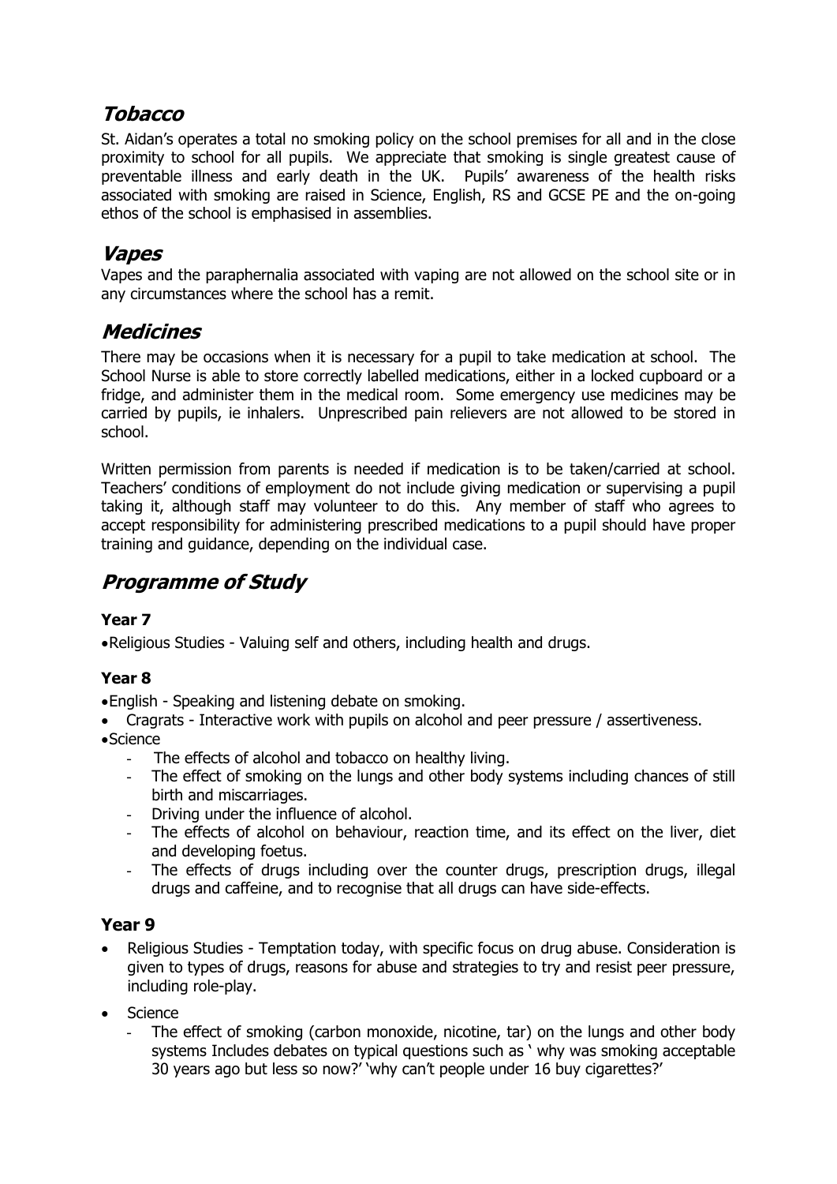## *Tobacco*

St. Aidan's operates a total no smoking policy on the school premises for all and in the close proximity to school for all pupils. We appreciate that smoking is single greatest cause of preventable illness and early death in the UK. Pupils' awareness of the health risks associated with smoking are raised in Science, English, RS and GCSE PE and the on-going ethos of the school is emphasised in assemblies.

## *Vapes*

Vapes and the paraphernalia associated with vaping are not allowed on the school site or in any circumstances where the school has a remit.

## *Medicines*

There may be occasions when it is necessary for a pupil to take medication at school. The School Nurse is able to store correctly labelled medications, either in a locked cupboard or a fridge, and administer them in the medical room. Some emergency use medicines may be carried by pupils, ie inhalers. Unprescribed pain relievers are not allowed to be stored in school.

Written permission from parents is needed if medication is to be taken/carried at school. Teachers' conditions of employment do not include giving medication or supervising a pupil taking it, although staff may volunteer to do this. Any member of staff who agrees to accept responsibility for administering prescribed medications to a pupil should have proper training and guidance, depending on the individual case.

## *Programme of Study*

### Year 7

- Religious Studies - Valuing self and others, including health and drugs.

### Year 8

- English - Speaking and listening debate on smoking.
- Cragrats - Interactive work with pupils on alcohol and peer pressure / assertiveness.
- Science
  - The effects of alcohol and tobacco on healthy living.
  - The effect of smoking on the lungs and other body systems including chances of still birth and miscarriages.
  - Driving under the influence of alcohol.
  - The effects of alcohol on behaviour, reaction time, and its effect on the liver, diet and developing foetus.
  - The effects of drugs including over the counter drugs, prescription drugs, illegal drugs and caffeine, and to recognise that all drugs can have side-effects.

### Year 9

- Religious Studies - Temptation today, with specific focus on drug abuse. Consideration is given to types of drugs, reasons for abuse and strategies to try and resist peer pressure, including role-play.
- Science
  - The effect of smoking (carbon monoxide, nicotine, tar) on the lungs and other body systems Includes debates on typical questions such as ' why was smoking acceptable 30 years ago but less so now?' 'why can't people under 16 buy cigarettes?'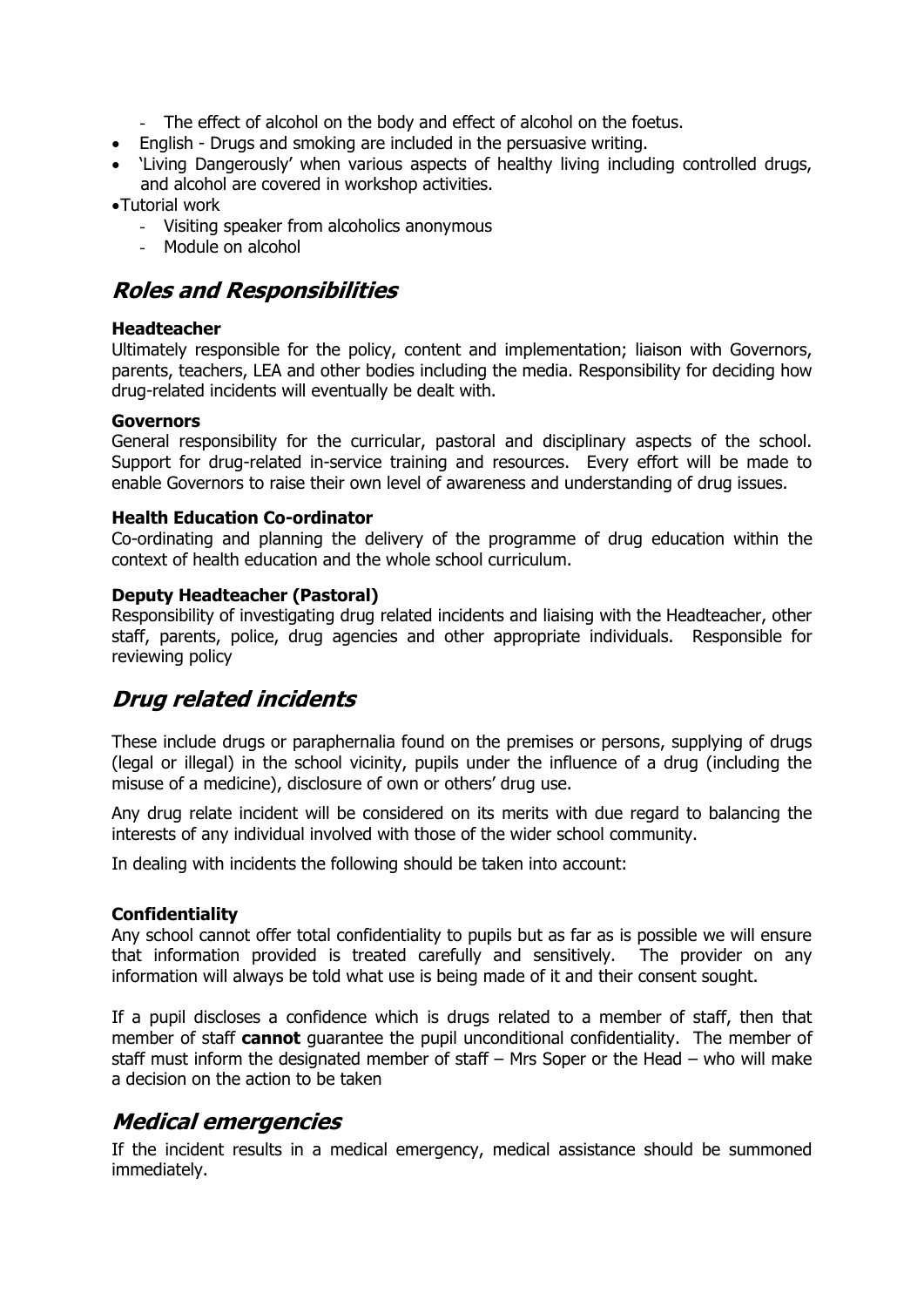- The effect of alcohol on the body and effect of alcohol on the foetus.
- English - Drugs and smoking are included in the persuasive writing.
- 'Living Dangerously' when various aspects of healthy living including controlled drugs, and alcohol are covered in workshop activities.
- Tutorial work
  - Visiting speaker from alcoholics anonymous
  - Module on alcohol

## *Roles and Responsibilities*

**Headteacher**

Ultimately responsible for the policy, content and implementation; liaison with Governors, parents, teachers, LEA and other bodies including the media. Responsibility for deciding how drug-related incidents will eventually be dealt with.

**Governors**

General responsibility for the curricular, pastoral and disciplinary aspects of the school. Support for drug-related in-service training and resources. Every effort will be made to enable Governors to raise their own level of awareness and understanding of drug issues.

**Health Education Co-ordinator**

Co-ordinating and planning the delivery of the programme of drug education within the context of health education and the whole school curriculum.

**Deputy Headteacher (Pastoral)**

Responsibility of investigating drug related incidents and liaising with the Headteacher, other staff, parents, police, drug agencies and other appropriate individuals. Responsible for reviewing policy

## *Drug related incidents*

These include drugs or paraphernalia found on the premises or persons, supplying of drugs (legal or illegal) in the school vicinity, pupils under the influence of a drug (including the misuse of a medicine), disclosure of own or others' drug use.

Any drug relate incident will be considered on its merits with due regard to balancing the interests of any individual involved with those of the wider school community.

In dealing with incidents the following should be taken into account:

**Confidentiality**

Any school cannot offer total confidentiality to pupils but as far as is possible we will ensure that information provided is treated carefully and sensitively. The provider on any information will always be told what use is being made of it and their consent sought.

If a pupil discloses a confidence which is drugs related to a member of staff, then that member of staff **cannot** guarantee the pupil unconditional confidentiality. The member of staff must inform the designated member of staff – Mrs Soper or the Head – who will make a decision on the action to be taken

## *Medical emergencies*

If the incident results in a medical emergency, medical assistance should be summoned immediately.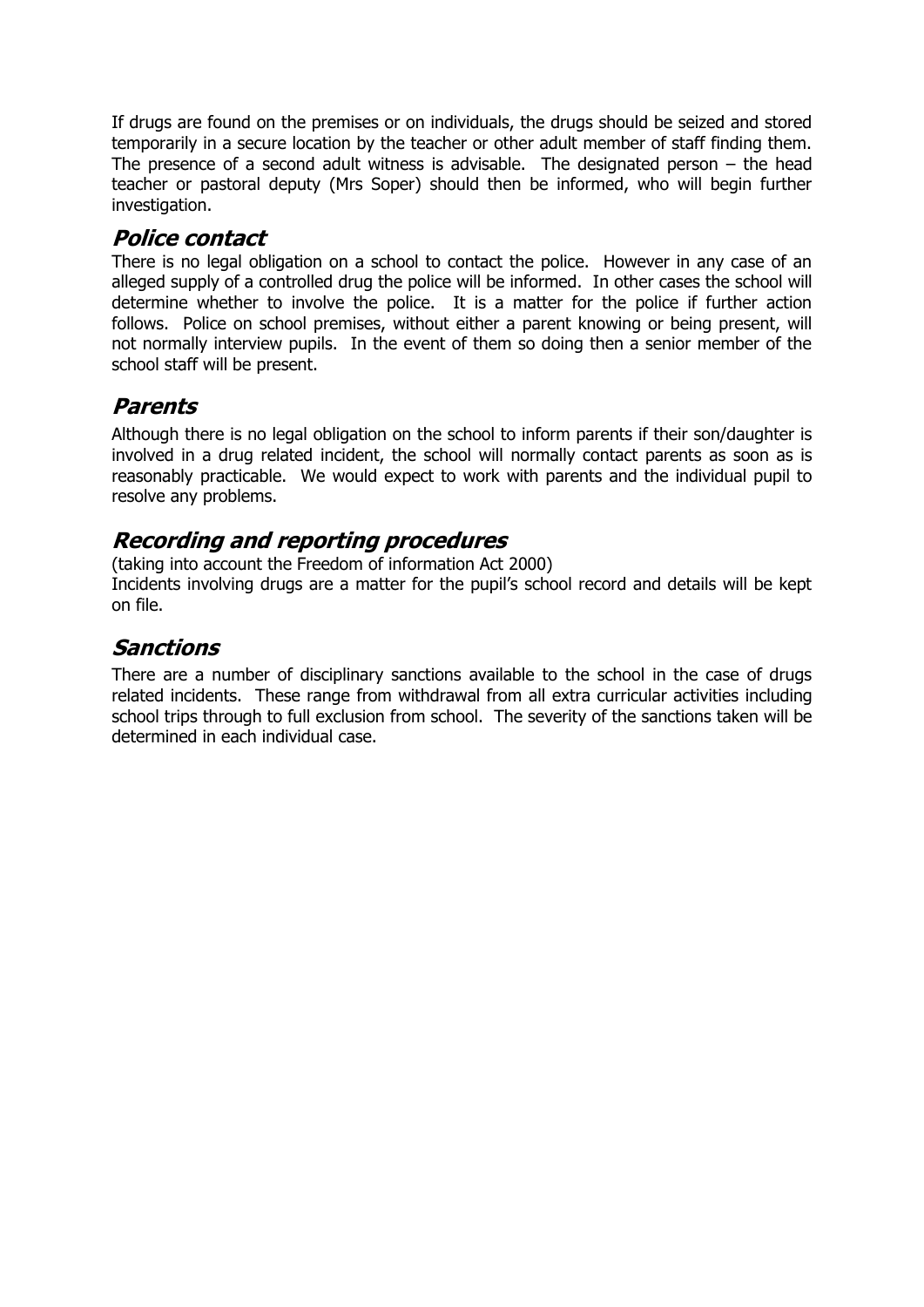If drugs are found on the premises or on individuals, the drugs should be seized and stored temporarily in a secure location by the teacher or other adult member of staff finding them. The presence of a second adult witness is advisable. The designated person – the head teacher or pastoral deputy (Mrs Soper) should then be informed, who will begin further investigation.

## ***Police contact***

There is no legal obligation on a school to contact the police. However in any case of an alleged supply of a controlled drug the police will be informed. In other cases the school will determine whether to involve the police. It is a matter for the police if further action follows. Police on school premises, without either a parent knowing or being present, will not normally interview pupils. In the event of them so doing then a senior member of the school staff will be present.

## ***Parents***

Although there is no legal obligation on the school to inform parents if their son/daughter is involved in a drug related incident, the school will normally contact parents as soon as is reasonably practicable. We would expect to work with parents and the individual pupil to resolve any problems.

## ***Recording and reporting procedures***

(taking into account the Freedom of information Act 2000)
Incidents involving drugs are a matter for the pupil's school record and details will be kept on file.

## ***Sanctions***

There are a number of disciplinary sanctions available to the school in the case of drugs related incidents. These range from withdrawal from all extra curricular activities including school trips through to full exclusion from school. The severity of the sanctions taken will be determined in each individual case.